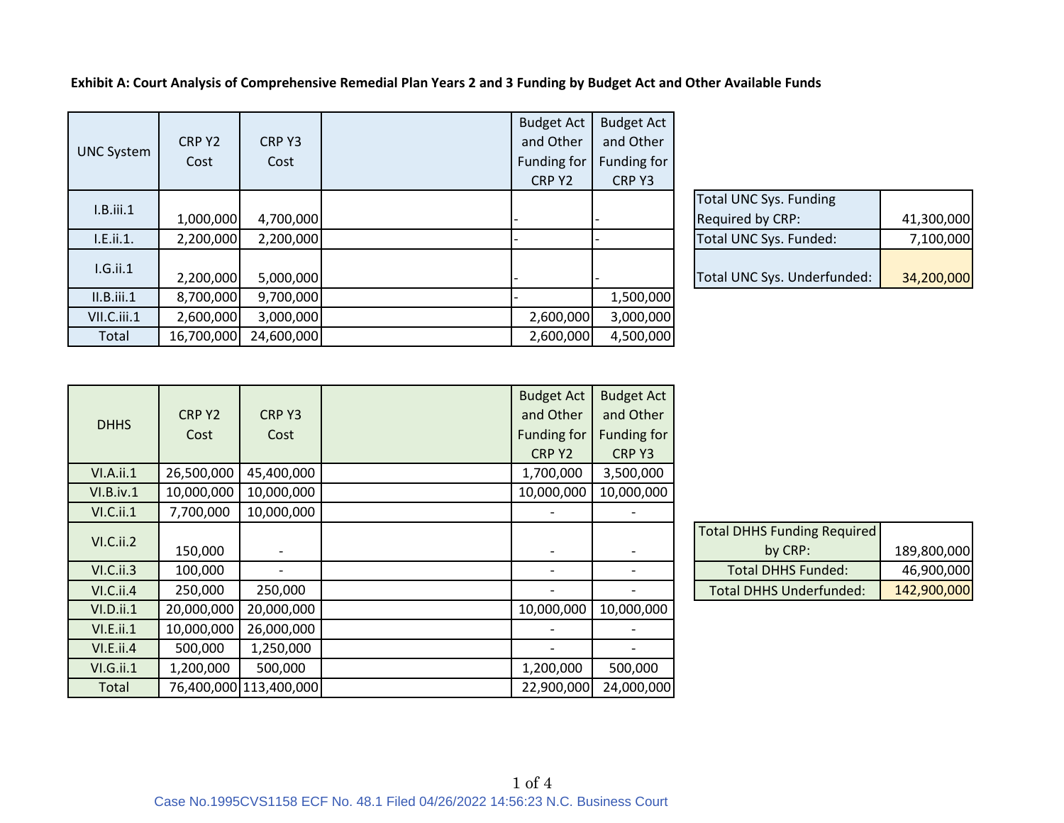**Exhibit A: Court Analysis of Comprehensive Remedial Plan Years 2 and 3 Funding by Budget Act and Other Available Funds**

| UNC System | CRP Y2 Cost | CRP Y3 Cost | | Budget Act and Other Funding for CRP Y2 | Budget Act and Other Funding for CRP Y3 |
|---|---|---|---|---|---|
| I.B.iii.1 | 1,000,000 | 4,700,000 | | - | - |
| I.E.ii.1. | 2,200,000 | 2,200,000 | | - | - |
| I.G.ii.1 | 2,200,000 | 5,000,000 | | - | - |
| II.B.iii.1 | 8,700,000 | 9,700,000 | | - | 1,500,000 |
| VII.C.iii.1 | 2,600,000 | 3,000,000 | | 2,600,000 | 3,000,000 |
| Total | 16,700,000 | 24,600,000 | | 2,600,000 | 4,500,000 |

| | |
|---|---|
| Total UNC Sys. Funding Required by CRP: | 41,300,000 |
| Total UNC Sys. Funded: | 7,100,000 |
| Total UNC Sys. Underfunded: | 34,200,000 |

| DHHS | CRP Y2 Cost | CRP Y3 Cost | | Budget Act and Other Funding for CRP Y2 | Budget Act and Other Funding for CRP Y3 |
|---|---|---|---|---|---|
| VI.A.ii.1 | 26,500,000 | 45,400,000 | | 1,700,000 | 3,500,000 |
| VI.B.iv.1 | 10,000,000 | 10,000,000 | | 10,000,000 | 10,000,000 |
| VI.C.ii.1 | 7,700,000 | 10,000,000 | | - | - |
| VI.C.ii.2 | 150,000 | - | | - | - |
| VI.C.ii.3 | 100,000 | - | | - | - |
| VI.C.ii.4 | 250,000 | 250,000 | | - | - |
| VI.D.ii.1 | 20,000,000 | 20,000,000 | | 10,000,000 | 10,000,000 |
| VI.E.ii.1 | 10,000,000 | 26,000,000 | | - | - |
| VI.E.ii.4 | 500,000 | 1,250,000 | | - | - |
| VI.G.ii.1 | 1,200,000 | 500,000 | | 1,200,000 | 500,000 |
| Total | 76,400,000 | 113,400,000 | | 22,900,000 | 24,000,000 |

| | |
|---|---|
| Total DHHS Funding Required by CRP: | 189,800,000 |
| Total DHHS Funded: | 46,900,000 |
| Total DHHS Underfunded: | 142,900,000 |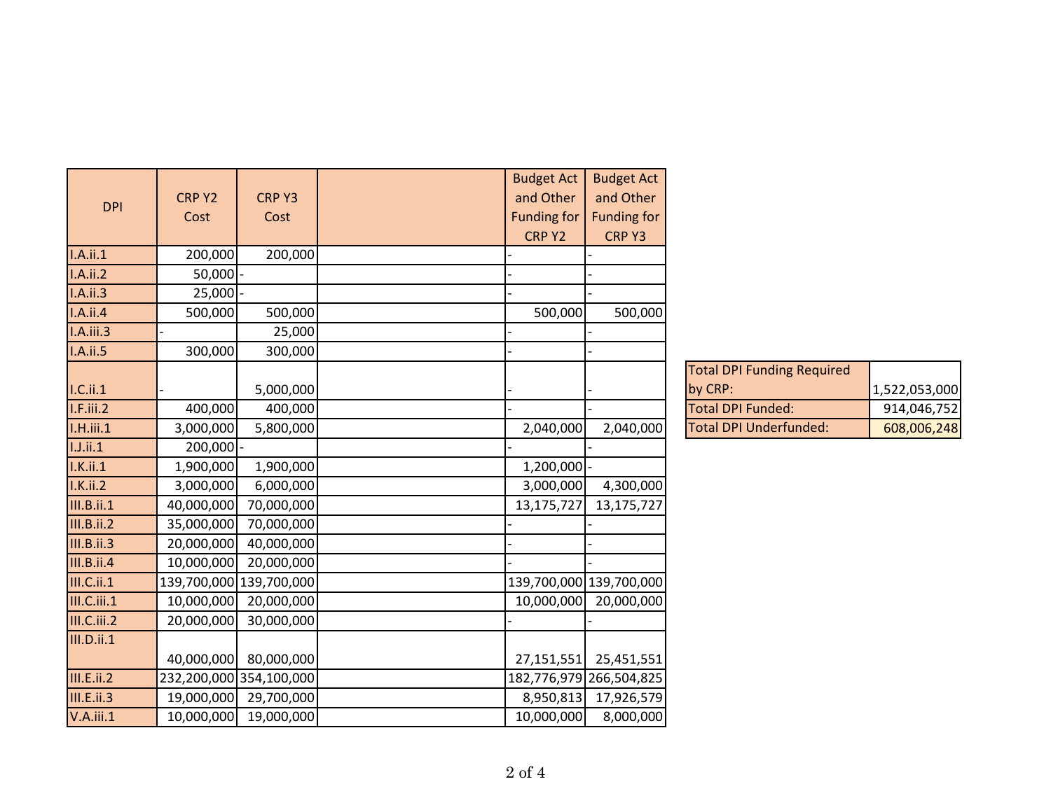| DPI | CRP Y2 Cost | CRP Y3 Cost | | Budget Act and Other Funding for CRP Y2 | Budget Act and Other Funding for CRP Y3 |
|---|---|---|---|---|---|
| I.A.ii.1 | 200,000 | 200,000 | | - | - |
| I.A.ii.2 | 50,000 | - | | - | - |
| I.A.ii.3 | 25,000 | - | | - | - |
| I.A.ii.4 | 500,000 | 500,000 | | 500,000 | 500,000 |
| I.A.iii.3 | - | 25,000 | | - | - |
| I.A.ii.5 | 300,000 | 300,000 | | - | - |
| I.C.ii.1 | - | 5,000,000 | | - | - |
| I.F.iii.2 | 400,000 | 400,000 | | - | - |
| I.H.iii.1 | 3,000,000 | 5,800,000 | | 2,040,000 | 2,040,000 |
| I.J.ii.1 | 200,000 | - | | - | - |
| I.K.ii.1 | 1,900,000 | 1,900,000 | | 1,200,000 | - |
| I.K.ii.2 | 3,000,000 | 6,000,000 | | 3,000,000 | 4,300,000 |
| III.B.ii.1 | 40,000,000 | 70,000,000 | | 13,175,727 | 13,175,727 |
| III.B.ii.2 | 35,000,000 | 70,000,000 | | - | - |
| III.B.ii.3 | 20,000,000 | 40,000,000 | | - | - |
| III.B.ii.4 | 10,000,000 | 20,000,000 | | - | - |
| III.C.ii.1 | 139,700,000 | 139,700,000 | | 139,700,000 | 139,700,000 |
| III.C.iii.1 | 10,000,000 | 20,000,000 | | 10,000,000 | 20,000,000 |
| III.C.iii.2 | 20,000,000 | 30,000,000 | | - | - |
| III.D.ii.1 | 40,000,000 | 80,000,000 | | 27,151,551 | 25,451,551 |
| III.E.ii.2 | 232,200,000 | 354,100,000 | | 182,776,979 | 266,504,825 |
| III.E.ii.3 | 19,000,000 | 29,700,000 | | 8,950,813 | 17,926,579 |
| V.A.iii.1 | 10,000,000 | 19,000,000 | | 10,000,000 | 8,000,000 |

| | |
|---|---|
| Total DPI Funding Required by CRP: | 1,522,053,000 |
| Total DPI Funded: | 914,046,752 |
| Total DPI Underfunded: | 608,006,248 |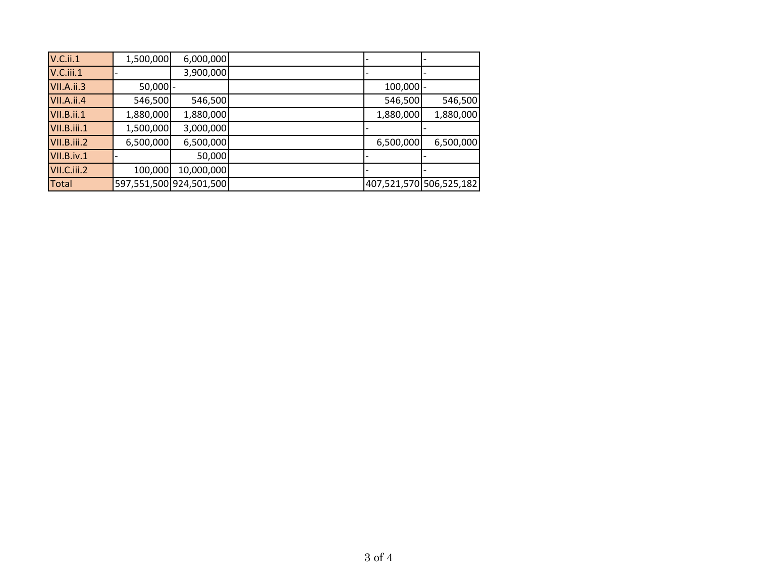| | | | | | |
|---|---|---|---|---|---|
| V.C.ii.1 | 1,500,000 | 6,000,000 | | - | - |
| V.C.iii.1 | - | 3,900,000 | | - | - |
| VII.A.ii.3 | 50,000 | - | | 100,000 | - |
| VII.A.ii.4 | 546,500 | 546,500 | | 546,500 | 546,500 |
| VII.B.ii.1 | 1,880,000 | 1,880,000 | | 1,880,000 | 1,880,000 |
| VII.B.iii.1 | 1,500,000 | 3,000,000 | | - | - |
| VII.B.iii.2 | 6,500,000 | 6,500,000 | | 6,500,000 | 6,500,000 |
| VII.B.iv.1 | - | 50,000 | | - | - |
| VII.C.iii.2 | 100,000 | 10,000,000 | | - | - |
| Total | 597,551,500 | 924,501,500 | | 407,521,570 | 506,525,182 |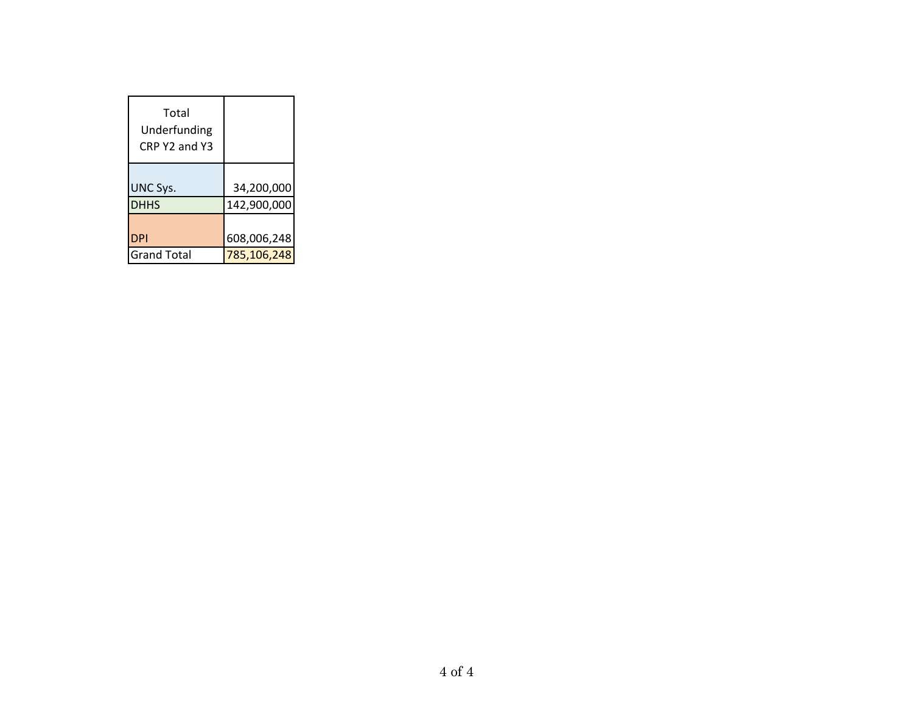| Total Underfunding CRP Y2 and Y3 | |
|---|---|
| UNC Sys. | 34,200,000 |
| DHHS | 142,900,000 |
| DPI | 608,006,248 |
| Grand Total | 785,106,248 |